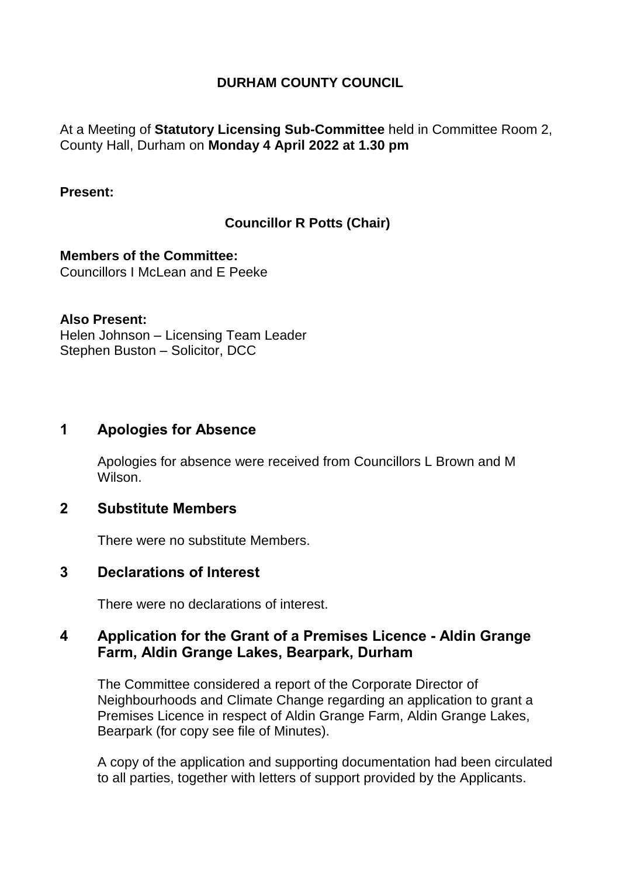# DURHAM COUNTY COUNCIL

At a Meeting of **Statutory Licensing Sub-Committee** held in Committee Room 2, County Hall, Durham on **Monday 4 April 2022 at 1.30 pm**

**Present:**

**Councillor R Potts (Chair)**

**Members of the Committee:**
Councillors I McLean and E Peeke

**Also Present:**
Helen Johnson – Licensing Team Leader
Stephen Buston – Solicitor, DCC

## 1 Apologies for Absence

Apologies for absence were received from Councillors L Brown and M Wilson.

## 2 Substitute Members

There were no substitute Members.

## 3 Declarations of Interest

There were no declarations of interest.

## 4 Application for the Grant of a Premises Licence - Aldin Grange Farm, Aldin Grange Lakes, Bearpark, Durham

The Committee considered a report of the Corporate Director of Neighbourhoods and Climate Change regarding an application to grant a Premises Licence in respect of Aldin Grange Farm, Aldin Grange Lakes, Bearpark (for copy see file of Minutes).

A copy of the application and supporting documentation had been circulated to all parties, together with letters of support provided by the Applicants.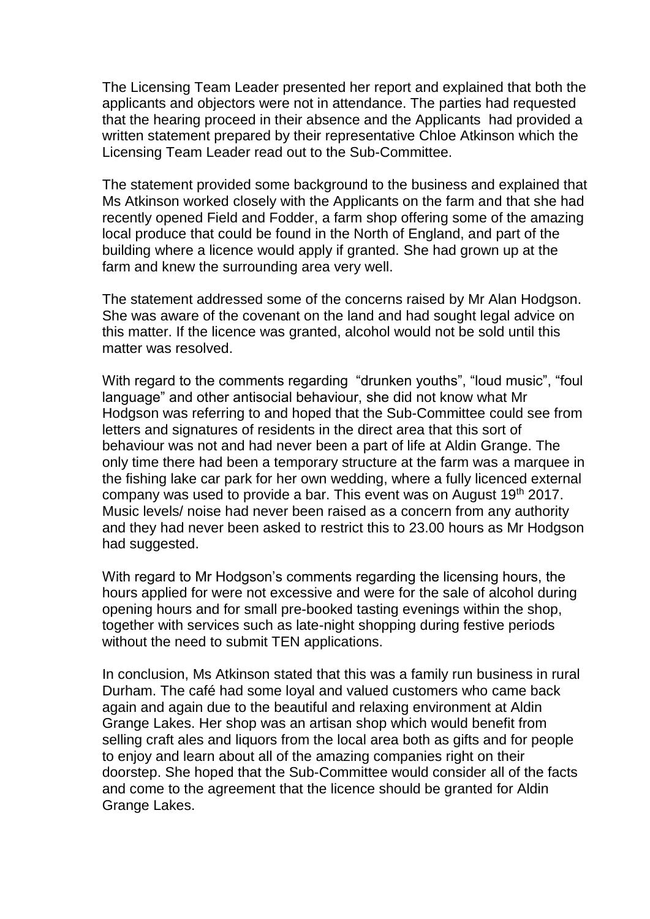The Licensing Team Leader presented her report and explained that both the applicants and objectors were not in attendance. The parties had requested that the hearing proceed in their absence and the Applicants had provided a written statement prepared by their representative Chloe Atkinson which the Licensing Team Leader read out to the Sub-Committee.

The statement provided some background to the business and explained that Ms Atkinson worked closely with the Applicants on the farm and that she had recently opened Field and Fodder, a farm shop offering some of the amazing local produce that could be found in the North of England, and part of the building where a licence would apply if granted. She had grown up at the farm and knew the surrounding area very well.

The statement addressed some of the concerns raised by Mr Alan Hodgson. She was aware of the covenant on the land and had sought legal advice on this matter. If the licence was granted, alcohol would not be sold until this matter was resolved.

With regard to the comments regarding "drunken youths", "loud music", "foul language" and other antisocial behaviour, she did not know what Mr Hodgson was referring to and hoped that the Sub-Committee could see from letters and signatures of residents in the direct area that this sort of behaviour was not and had never been a part of life at Aldin Grange. The only time there had been a temporary structure at the farm was a marquee in the fishing lake car park for her own wedding, where a fully licenced external company was used to provide a bar. This event was on August 19th 2017. Music levels/ noise had never been raised as a concern from any authority and they had never been asked to restrict this to 23.00 hours as Mr Hodgson had suggested.

With regard to Mr Hodgson's comments regarding the licensing hours, the hours applied for were not excessive and were for the sale of alcohol during opening hours and for small pre-booked tasting evenings within the shop, together with services such as late-night shopping during festive periods without the need to submit TEN applications.

In conclusion, Ms Atkinson stated that this was a family run business in rural Durham. The café had some loyal and valued customers who came back again and again due to the beautiful and relaxing environment at Aldin Grange Lakes. Her shop was an artisan shop which would benefit from selling craft ales and liquors from the local area both as gifts and for people to enjoy and learn about all of the amazing companies right on their doorstep. She hoped that the Sub-Committee would consider all of the facts and come to the agreement that the licence should be granted for Aldin Grange Lakes.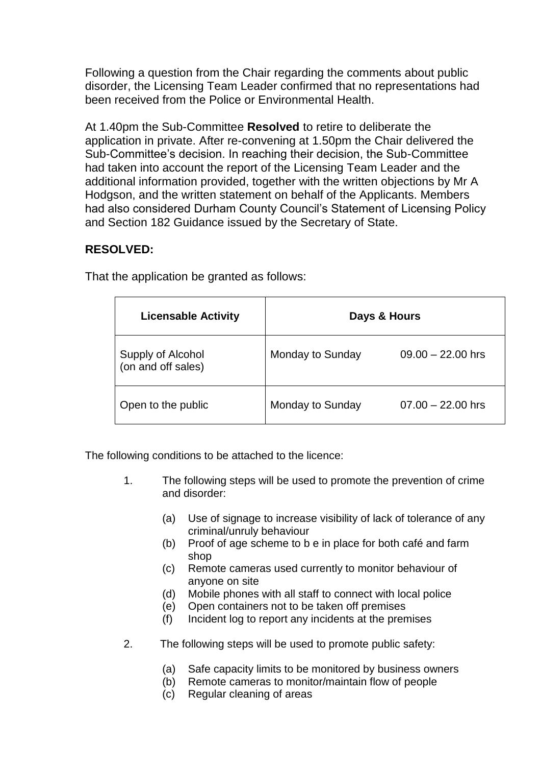Following a question from the Chair regarding the comments about public disorder, the Licensing Team Leader confirmed that no representations had been received from the Police or Environmental Health.

At 1.40pm the Sub-Committee **Resolved** to retire to deliberate the application in private. After re-convening at 1.50pm the Chair delivered the Sub-Committee's decision. In reaching their decision, the Sub-Committee had taken into account the report of the Licensing Team Leader and the additional information provided, together with the written objections by Mr A Hodgson, and the written statement on behalf of the Applicants. Members had also considered Durham County Council's Statement of Licensing Policy and Section 182 Guidance issued by the Secretary of State.

**RESOLVED:**

That the application be granted as follows:

| Licensable Activity | Days & Hours | |
|---|---|---|
| Supply of Alcohol (on and off sales) | Monday to Sunday | 09.00 – 22.00 hrs |
| Open to the public | Monday to Sunday | 07.00 – 22.00 hrs |

The following conditions to be attached to the licence:

1. The following steps will be used to promote the prevention of crime and disorder:

   (a) Use of signage to increase visibility of lack of tolerance of any criminal/unruly behaviour
   (b) Proof of age scheme to b e in place for both café and farm shop
   (c) Remote cameras used currently to monitor behaviour of anyone on site
   (d) Mobile phones with all staff to connect with local police
   (e) Open containers not to be taken off premises
   (f) Incident log to report any incidents at the premises

2. The following steps will be used to promote public safety:

   (a) Safe capacity limits to be monitored by business owners
   (b) Remote cameras to monitor/maintain flow of people
   (c) Regular cleaning of areas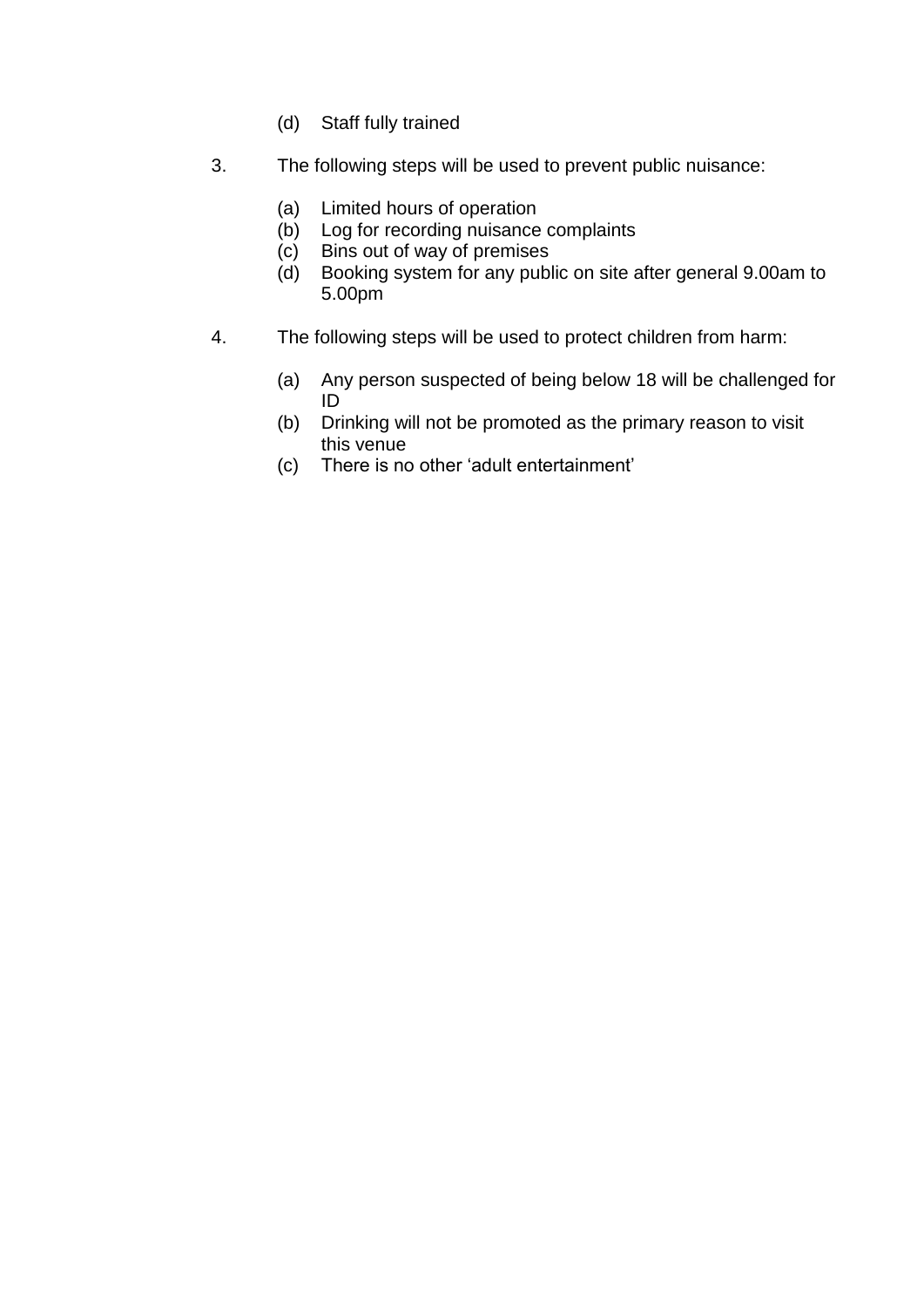(d) Staff fully trained

3. The following steps will be used to prevent public nuisance:

   (a) Limited hours of operation
   (b) Log for recording nuisance complaints
   (c) Bins out of way of premises
   (d) Booking system for any public on site after general 9.00am to 5.00pm

4. The following steps will be used to protect children from harm:

   (a) Any person suspected of being below 18 will be challenged for ID
   (b) Drinking will not be promoted as the primary reason to visit this venue
   (c) There is no other ‘adult entertainment’